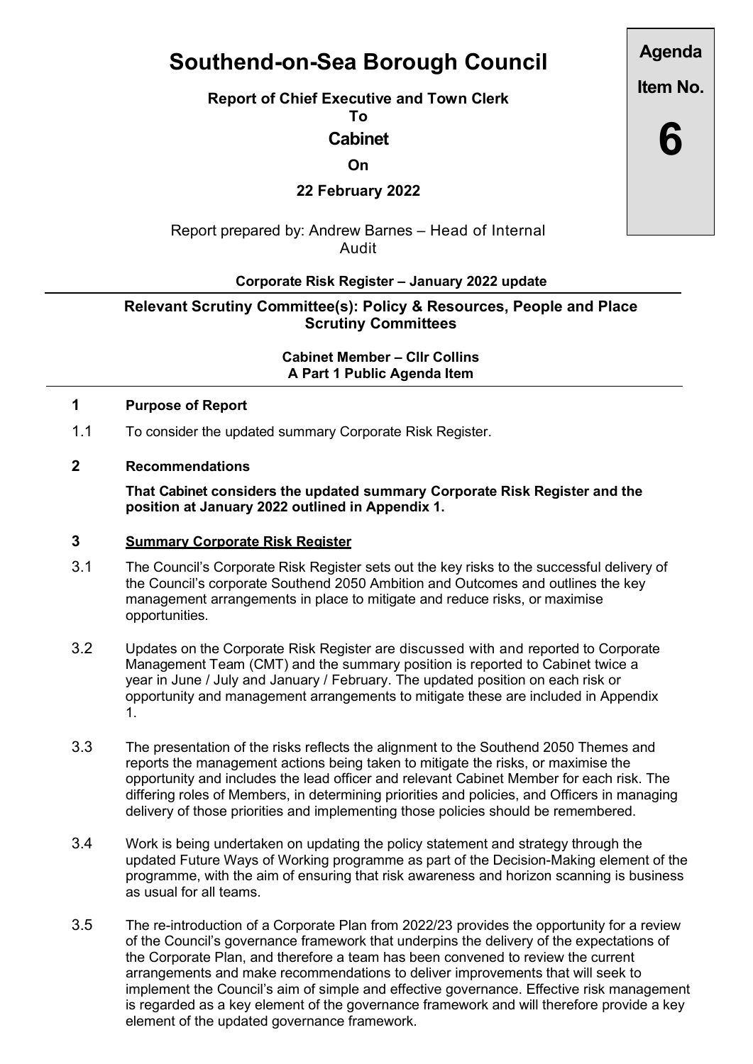# Southend-on-Sea Borough Council

**Report of Chief Executive and Town Clerk**

**To**

**Cabinet**

**On**

**22 February 2022**

Report prepared by: Andrew Barnes – Head of Internal Audit

**Agenda Item No.**

**6**

**Corporate Risk Register – January 2022 update**

**Relevant Scrutiny Committee(s): Policy & Resources, People and Place Scrutiny Committees**

**Cabinet Member – Cllr Collins**
**A Part 1 Public Agenda Item**

## 1 Purpose of Report

1.1 To consider the updated summary Corporate Risk Register.

## 2 Recommendations

**That Cabinet considers the updated summary Corporate Risk Register and the position at January 2022 outlined in Appendix 1.**

## 3 Summary Corporate Risk Register

3.1 The Council's Corporate Risk Register sets out the key risks to the successful delivery of the Council's corporate Southend 2050 Ambition and Outcomes and outlines the key management arrangements in place to mitigate and reduce risks, or maximise opportunities.

3.2 Updates on the Corporate Risk Register are discussed with and reported to Corporate Management Team (CMT) and the summary position is reported to Cabinet twice a year in June / July and January / February. The updated position on each risk or opportunity and management arrangements to mitigate these are included in Appendix 1.

3.3 The presentation of the risks reflects the alignment to the Southend 2050 Themes and reports the management actions being taken to mitigate the risks, or maximise the opportunity and includes the lead officer and relevant Cabinet Member for each risk. The differing roles of Members, in determining priorities and policies, and Officers in managing delivery of those priorities and implementing those policies should be remembered.

3.4 Work is being undertaken on updating the policy statement and strategy through the updated Future Ways of Working programme as part of the Decision-Making element of the programme, with the aim of ensuring that risk awareness and horizon scanning is business as usual for all teams.

3.5 The re-introduction of a Corporate Plan from 2022/23 provides the opportunity for a review of the Council's governance framework that underpins the delivery of the expectations of the Corporate Plan, and therefore a team has been convened to review the current arrangements and make recommendations to deliver improvements that will seek to implement the Council's aim of simple and effective governance. Effective risk management is regarded as a key element of the governance framework and will therefore provide a key element of the updated governance framework.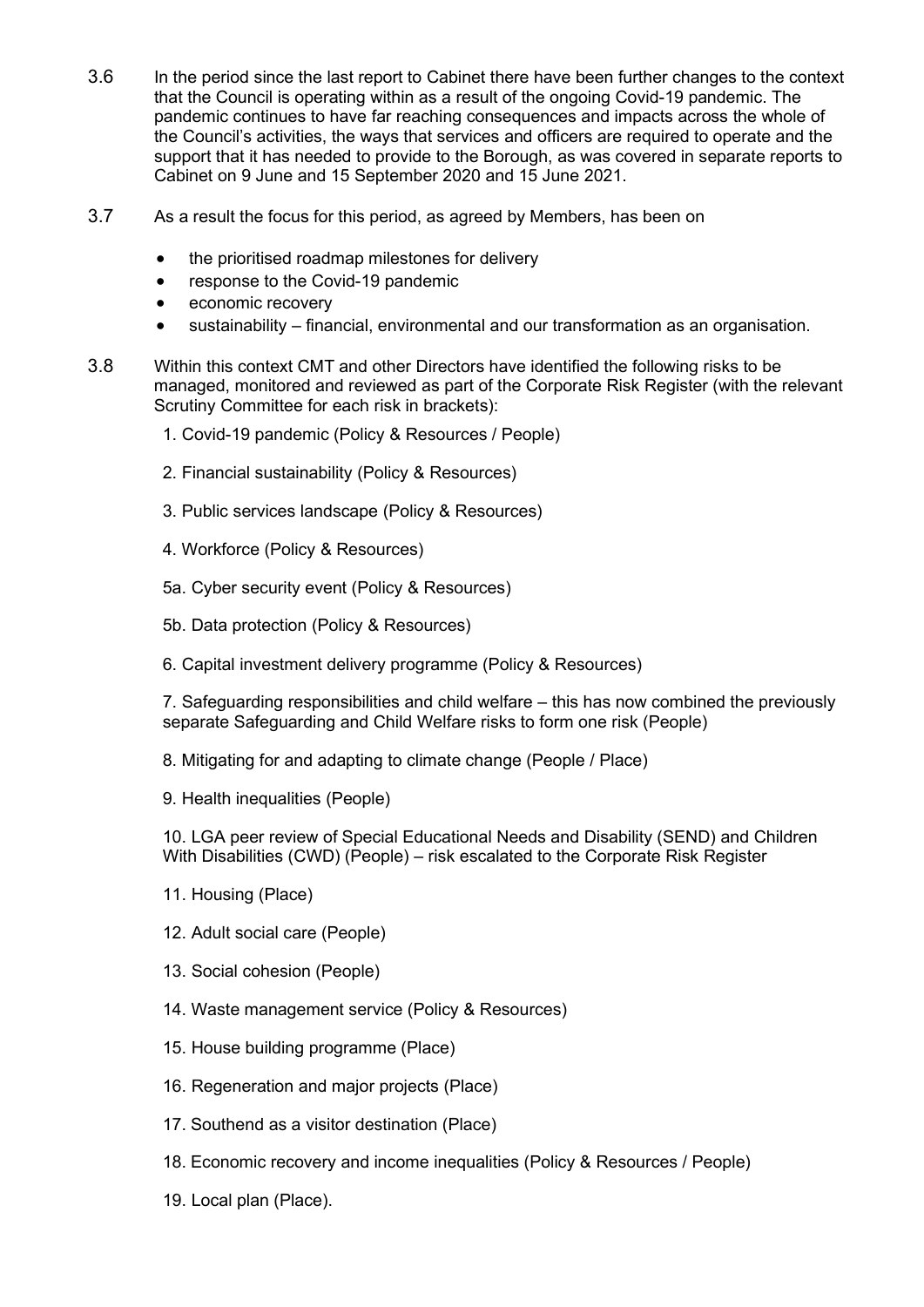3.6 In the period since the last report to Cabinet there have been further changes to the context that the Council is operating within as a result of the ongoing Covid-19 pandemic. The pandemic continues to have far reaching consequences and impacts across the whole of the Council's activities, the ways that services and officers are required to operate and the support that it has needed to provide to the Borough, as was covered in separate reports to Cabinet on 9 June and 15 September 2020 and 15 June 2021.

3.7 As a result the focus for this period, as agreed by Members, has been on

- the prioritised roadmap milestones for delivery
- response to the Covid-19 pandemic
- economic recovery
- sustainability – financial, environmental and our transformation as an organisation.

3.8 Within this context CMT and other Directors have identified the following risks to be managed, monitored and reviewed as part of the Corporate Risk Register (with the relevant Scrutiny Committee for each risk in brackets):

1. Covid-19 pandemic (Policy & Resources / People)

2. Financial sustainability (Policy & Resources)

3. Public services landscape (Policy & Resources)

4. Workforce (Policy & Resources)

5a. Cyber security event (Policy & Resources)

5b. Data protection (Policy & Resources)

6. Capital investment delivery programme (Policy & Resources)

7. Safeguarding responsibilities and child welfare – this has now combined the previously separate Safeguarding and Child Welfare risks to form one risk (People)

8. Mitigating for and adapting to climate change (People / Place)

9. Health inequalities (People)

10. LGA peer review of Special Educational Needs and Disability (SEND) and Children With Disabilities (CWD) (People) – risk escalated to the Corporate Risk Register

11. Housing (Place)

12. Adult social care (People)

13. Social cohesion (People)

14. Waste management service (Policy & Resources)

15. House building programme (Place)

16. Regeneration and major projects (Place)

17. Southend as a visitor destination (Place)

18. Economic recovery and income inequalities (Policy & Resources / People)

19. Local plan (Place).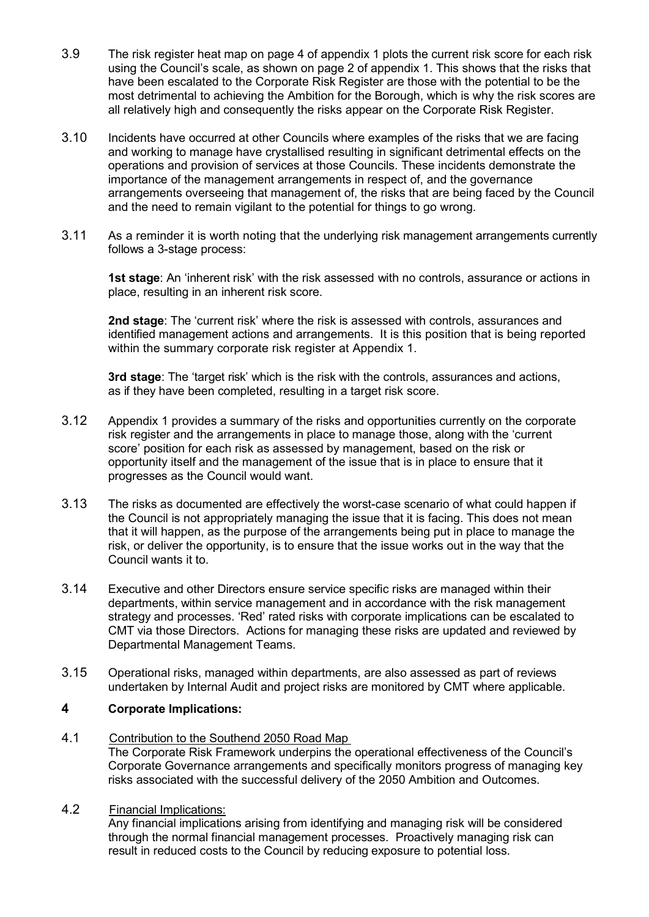3.9 The risk register heat map on page 4 of appendix 1 plots the current risk score for each risk using the Council's scale, as shown on page 2 of appendix 1. This shows that the risks that have been escalated to the Corporate Risk Register are those with the potential to be the most detrimental to achieving the Ambition for the Borough, which is why the risk scores are all relatively high and consequently the risks appear on the Corporate Risk Register.

3.10 Incidents have occurred at other Councils where examples of the risks that we are facing and working to manage have crystallised resulting in significant detrimental effects on the operations and provision of services at those Councils. These incidents demonstrate the importance of the management arrangements in respect of, and the governance arrangements overseeing that management of, the risks that are being faced by the Council and the need to remain vigilant to the potential for things to go wrong.

3.11 As a reminder it is worth noting that the underlying risk management arrangements currently follows a 3-stage process:

**1st stage**: An 'inherent risk' with the risk assessed with no controls, assurance or actions in place, resulting in an inherent risk score.

**2nd stage**: The 'current risk' where the risk is assessed with controls, assurances and identified management actions and arrangements. It is this position that is being reported within the summary corporate risk register at Appendix 1.

**3rd stage**: The 'target risk' which is the risk with the controls, assurances and actions, as if they have been completed, resulting in a target risk score.

3.12 Appendix 1 provides a summary of the risks and opportunities currently on the corporate risk register and the arrangements in place to manage those, along with the 'current score' position for each risk as assessed by management, based on the risk or opportunity itself and the management of the issue that is in place to ensure that it progresses as the Council would want.

3.13 The risks as documented are effectively the worst-case scenario of what could happen if the Council is not appropriately managing the issue that it is facing. This does not mean that it will happen, as the purpose of the arrangements being put in place to manage the risk, or deliver the opportunity, is to ensure that the issue works out in the way that the Council wants it to.

3.14 Executive and other Directors ensure service specific risks are managed within their departments, within service management and in accordance with the risk management strategy and processes. 'Red' rated risks with corporate implications can be escalated to CMT via those Directors. Actions for managing these risks are updated and reviewed by Departmental Management Teams.

3.15 Operational risks, managed within departments, are also assessed as part of reviews undertaken by Internal Audit and project risks are monitored by CMT where applicable.

## 4 Corporate Implications:

4.1 Contribution to the Southend 2050 Road Map

The Corporate Risk Framework underpins the operational effectiveness of the Council's Corporate Governance arrangements and specifically monitors progress of managing key risks associated with the successful delivery of the 2050 Ambition and Outcomes.

4.2 Financial Implications:

Any financial implications arising from identifying and managing risk will be considered through the normal financial management processes. Proactively managing risk can result in reduced costs to the Council by reducing exposure to potential loss.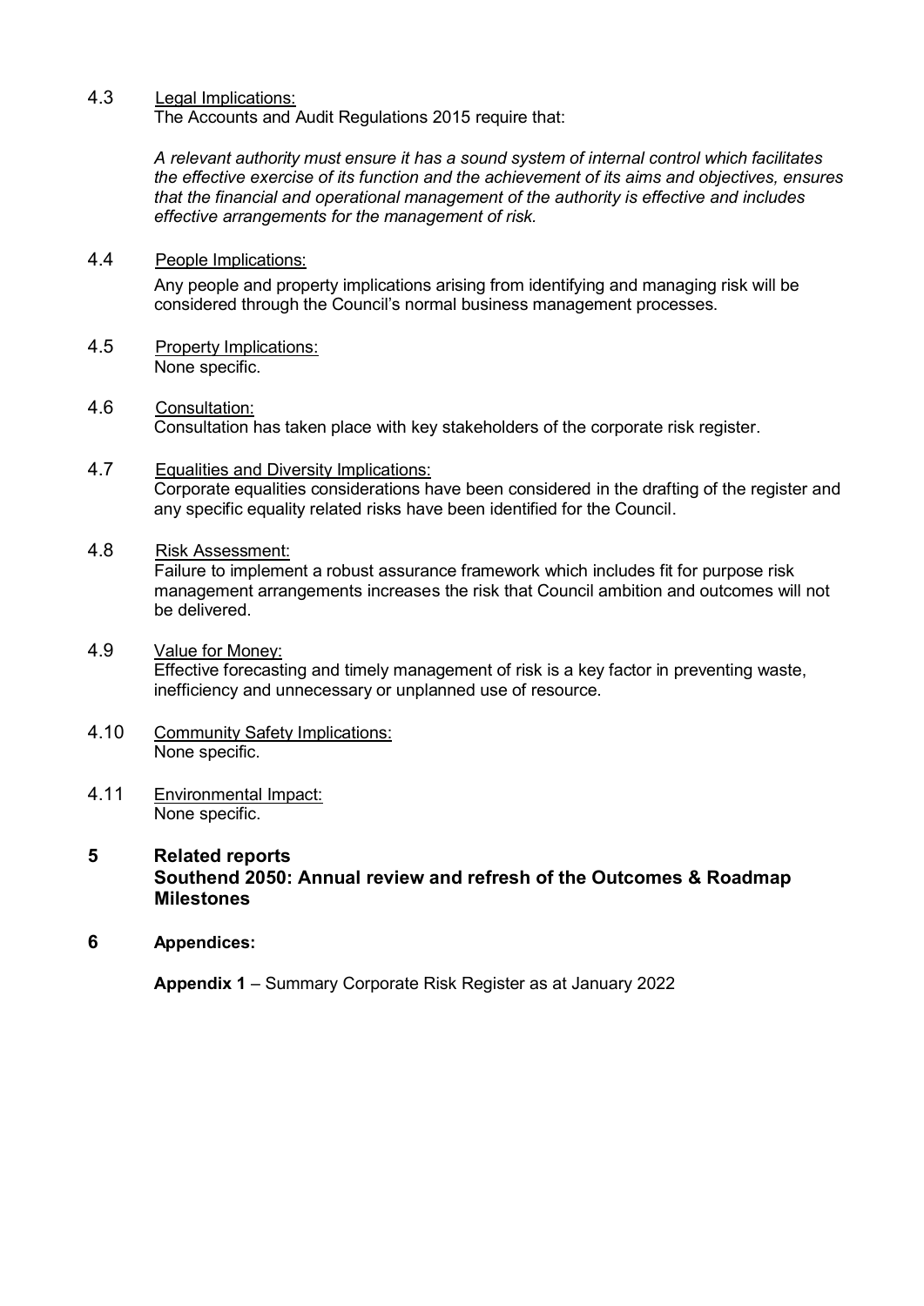4.3 Legal Implications:

The Accounts and Audit Regulations 2015 require that:

> *A relevant authority must ensure it has a sound system of internal control which facilitates the effective exercise of its function and the achievement of its aims and objectives, ensures that the financial and operational management of the authority is effective and includes effective arrangements for the management of risk.*

4.4 People Implications:

Any people and property implications arising from identifying and managing risk will be considered through the Council's normal business management processes.

4.5 Property Implications:

None specific.

4.6 Consultation:

Consultation has taken place with key stakeholders of the corporate risk register.

4.7 Equalities and Diversity Implications:

Corporate equalities considerations have been considered in the drafting of the register and any specific equality related risks have been identified for the Council.

4.8 Risk Assessment:

Failure to implement a robust assurance framework which includes fit for purpose risk management arrangements increases the risk that Council ambition and outcomes will not be delivered.

4.9 Value for Money:

Effective forecasting and timely management of risk is a key factor in preventing waste, inefficiency and unnecessary or unplanned use of resource.

4.10 Community Safety Implications:

None specific.

4.11 Environmental Impact:

None specific.

## 5 Related reports

## Southend 2050: Annual review and refresh of the Outcomes & Roadmap Milestones

## 6 Appendices:

**Appendix 1** – Summary Corporate Risk Register as at January 2022